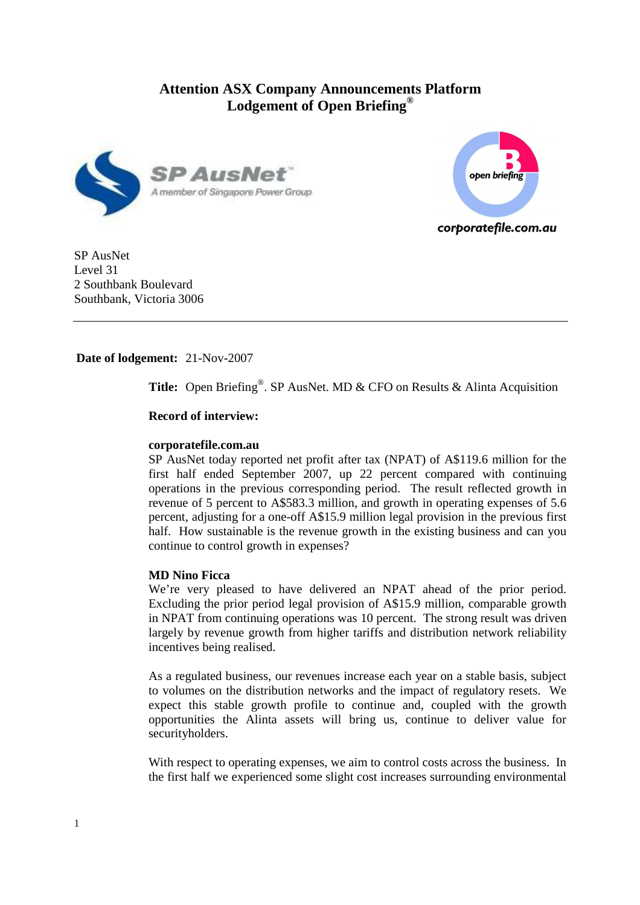# Attention ASX Company Announcements Platform
## Lodgement of Open Briefing®

SP AusNet
Level 31
2 Southbank Boulevard
Southbank, Victoria 3006

---

**Date of lodgement:** 21-Nov-2007

**Title:** Open Briefing®. SP AusNet. MD & CFO on Results & Alinta Acquisition

**Record of interview:**

**corporatefile.com.au**
SP AusNet today reported net profit after tax (NPAT) of A$119.6 million for the first half ended September 2007, up 22 percent compared with continuing operations in the previous corresponding period. The result reflected growth in revenue of 5 percent to A$583.3 million, and growth in operating expenses of 5.6 percent, adjusting for a one-off A$15.9 million legal provision in the previous first half. How sustainable is the revenue growth in the existing business and can you continue to control growth in expenses?

**MD Nino Ficca**
We're very pleased to have delivered an NPAT ahead of the prior period. Excluding the prior period legal provision of A$15.9 million, comparable growth in NPAT from continuing operations was 10 percent. The strong result was driven largely by revenue growth from higher tariffs and distribution network reliability incentives being realised.

As a regulated business, our revenues increase each year on a stable basis, subject to volumes on the distribution networks and the impact of regulatory resets. We expect this stable growth profile to continue and, coupled with the growth opportunities the Alinta assets will bring us, continue to deliver value for securityholders.

With respect to operating expenses, we aim to control costs across the business. In the first half we experienced some slight cost increases surrounding environmental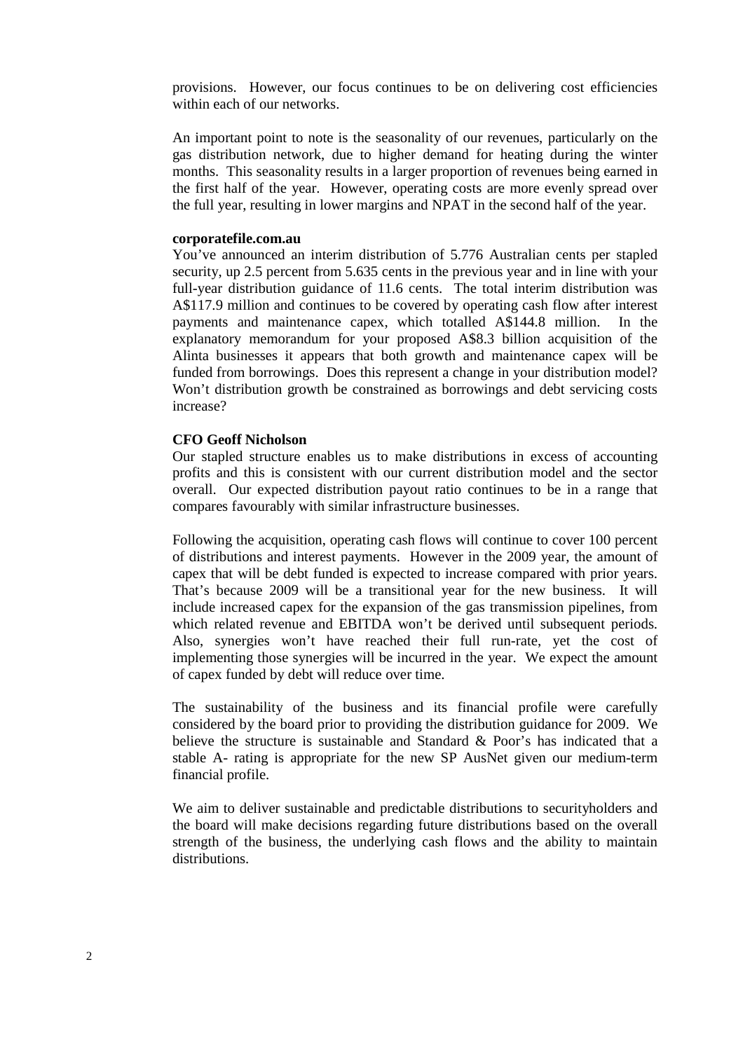provisions. However, our focus continues to be on delivering cost efficiencies within each of our networks.

An important point to note is the seasonality of our revenues, particularly on the gas distribution network, due to higher demand for heating during the winter months. This seasonality results in a larger proportion of revenues being earned in the first half of the year. However, operating costs are more evenly spread over the full year, resulting in lower margins and NPAT in the second half of the year.

**corporatefile.com.au**

You've announced an interim distribution of 5.776 Australian cents per stapled security, up 2.5 percent from 5.635 cents in the previous year and in line with your full-year distribution guidance of 11.6 cents. The total interim distribution was A$117.9 million and continues to be covered by operating cash flow after interest payments and maintenance capex, which totalled A$144.8 million. In the explanatory memorandum for your proposed A$8.3 billion acquisition of the Alinta businesses it appears that both growth and maintenance capex will be funded from borrowings. Does this represent a change in your distribution model? Won't distribution growth be constrained as borrowings and debt servicing costs increase?

**CFO Geoff Nicholson**

Our stapled structure enables us to make distributions in excess of accounting profits and this is consistent with our current distribution model and the sector overall. Our expected distribution payout ratio continues to be in a range that compares favourably with similar infrastructure businesses.

Following the acquisition, operating cash flows will continue to cover 100 percent of distributions and interest payments. However in the 2009 year, the amount of capex that will be debt funded is expected to increase compared with prior years. That's because 2009 will be a transitional year for the new business. It will include increased capex for the expansion of the gas transmission pipelines, from which related revenue and EBITDA won't be derived until subsequent periods. Also, synergies won't have reached their full run-rate, yet the cost of implementing those synergies will be incurred in the year. We expect the amount of capex funded by debt will reduce over time.

The sustainability of the business and its financial profile were carefully considered by the board prior to providing the distribution guidance for 2009. We believe the structure is sustainable and Standard & Poor's has indicated that a stable A- rating is appropriate for the new SP AusNet given our medium-term financial profile.

We aim to deliver sustainable and predictable distributions to securityholders and the board will make decisions regarding future distributions based on the overall strength of the business, the underlying cash flows and the ability to maintain distributions.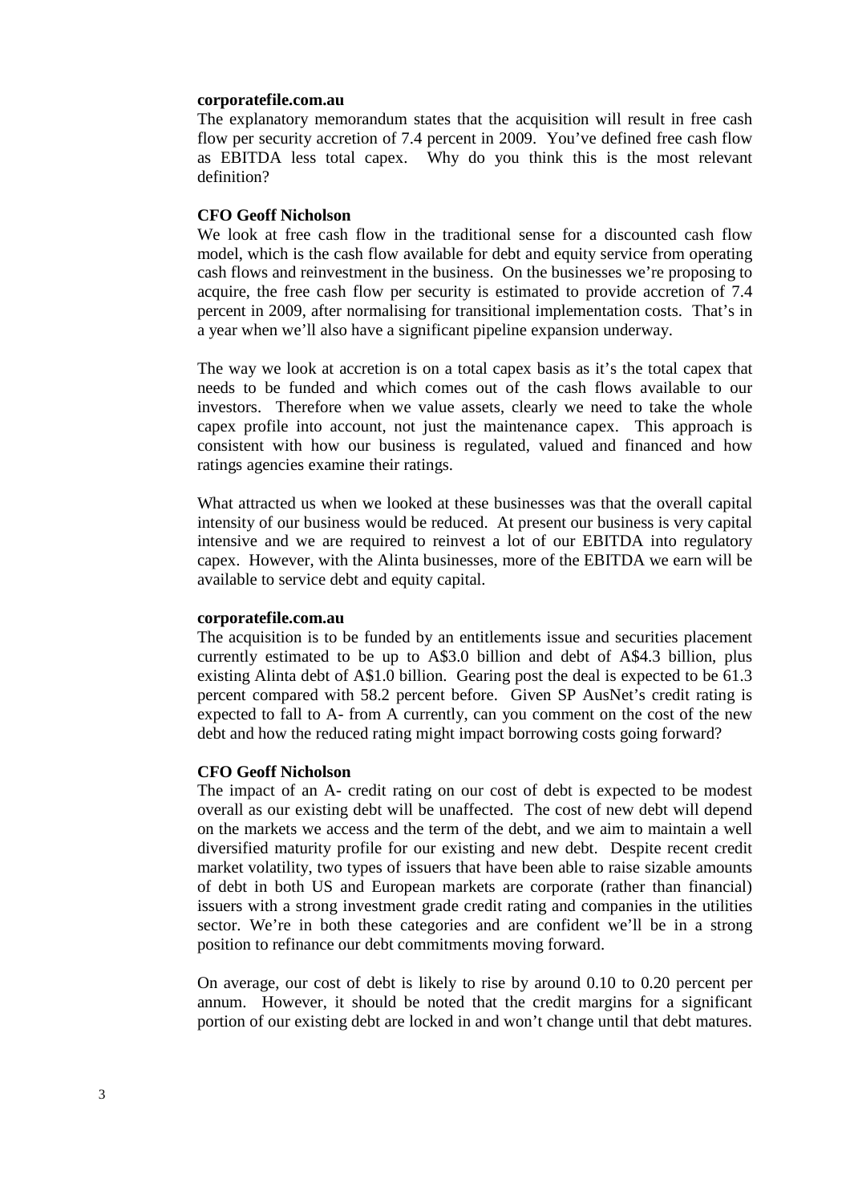**corporatefile.com.au**

The explanatory memorandum states that the acquisition will result in free cash flow per security accretion of 7.4 percent in 2009. You've defined free cash flow as EBITDA less total capex. Why do you think this is the most relevant definition?

**CFO Geoff Nicholson**

We look at free cash flow in the traditional sense for a discounted cash flow model, which is the cash flow available for debt and equity service from operating cash flows and reinvestment in the business. On the businesses we're proposing to acquire, the free cash flow per security is estimated to provide accretion of 7.4 percent in 2009, after normalising for transitional implementation costs. That's in a year when we'll also have a significant pipeline expansion underway.

The way we look at accretion is on a total capex basis as it's the total capex that needs to be funded and which comes out of the cash flows available to our investors. Therefore when we value assets, clearly we need to take the whole capex profile into account, not just the maintenance capex. This approach is consistent with how our business is regulated, valued and financed and how ratings agencies examine their ratings.

What attracted us when we looked at these businesses was that the overall capital intensity of our business would be reduced. At present our business is very capital intensive and we are required to reinvest a lot of our EBITDA into regulatory capex. However, with the Alinta businesses, more of the EBITDA we earn will be available to service debt and equity capital.

**corporatefile.com.au**

The acquisition is to be funded by an entitlements issue and securities placement currently estimated to be up to A$3.0 billion and debt of A$4.3 billion, plus existing Alinta debt of A$1.0 billion. Gearing post the deal is expected to be 61.3 percent compared with 58.2 percent before. Given SP AusNet's credit rating is expected to fall to A- from A currently, can you comment on the cost of the new debt and how the reduced rating might impact borrowing costs going forward?

**CFO Geoff Nicholson**

The impact of an A- credit rating on our cost of debt is expected to be modest overall as our existing debt will be unaffected. The cost of new debt will depend on the markets we access and the term of the debt, and we aim to maintain a well diversified maturity profile for our existing and new debt. Despite recent credit market volatility, two types of issuers that have been able to raise sizable amounts of debt in both US and European markets are corporate (rather than financial) issuers with a strong investment grade credit rating and companies in the utilities sector. We're in both these categories and are confident we'll be in a strong position to refinance our debt commitments moving forward.

On average, our cost of debt is likely to rise by around 0.10 to 0.20 percent per annum. However, it should be noted that the credit margins for a significant portion of our existing debt are locked in and won't change until that debt matures.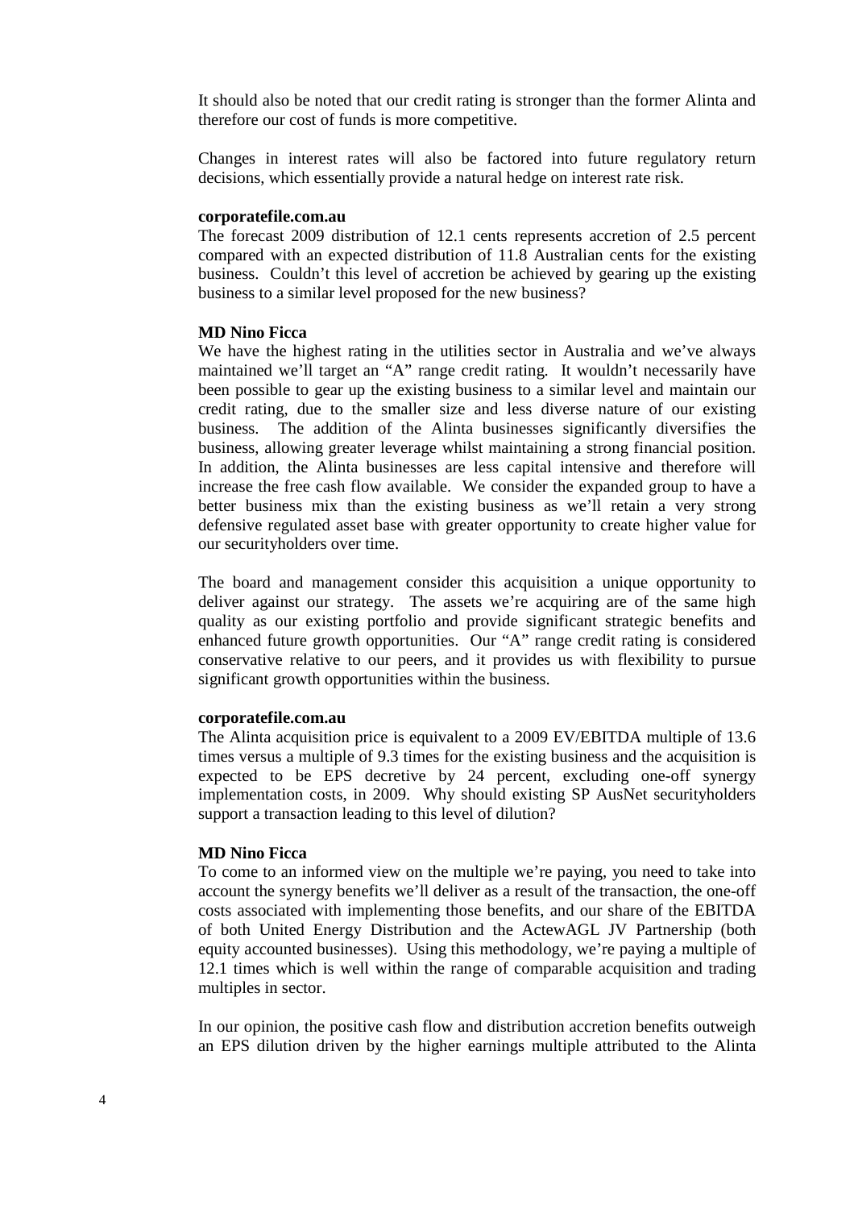It should also be noted that our credit rating is stronger than the former Alinta and therefore our cost of funds is more competitive.

Changes in interest rates will also be factored into future regulatory return decisions, which essentially provide a natural hedge on interest rate risk.

**corporatefile.com.au**

The forecast 2009 distribution of 12.1 cents represents accretion of 2.5 percent compared with an expected distribution of 11.8 Australian cents for the existing business. Couldn't this level of accretion be achieved by gearing up the existing business to a similar level proposed for the new business?

**MD Nino Ficca**

We have the highest rating in the utilities sector in Australia and we've always maintained we'll target an "A" range credit rating. It wouldn't necessarily have been possible to gear up the existing business to a similar level and maintain our credit rating, due to the smaller size and less diverse nature of our existing business. The addition of the Alinta businesses significantly diversifies the business, allowing greater leverage whilst maintaining a strong financial position. In addition, the Alinta businesses are less capital intensive and therefore will increase the free cash flow available. We consider the expanded group to have a better business mix than the existing business as we'll retain a very strong defensive regulated asset base with greater opportunity to create higher value for our securityholders over time.

The board and management consider this acquisition a unique opportunity to deliver against our strategy. The assets we're acquiring are of the same high quality as our existing portfolio and provide significant strategic benefits and enhanced future growth opportunities. Our "A" range credit rating is considered conservative relative to our peers, and it provides us with flexibility to pursue significant growth opportunities within the business.

**corporatefile.com.au**

The Alinta acquisition price is equivalent to a 2009 EV/EBITDA multiple of 13.6 times versus a multiple of 9.3 times for the existing business and the acquisition is expected to be EPS decretive by 24 percent, excluding one-off synergy implementation costs, in 2009. Why should existing SP AusNet securityholders support a transaction leading to this level of dilution?

**MD Nino Ficca**

To come to an informed view on the multiple we're paying, you need to take into account the synergy benefits we'll deliver as a result of the transaction, the one-off costs associated with implementing those benefits, and our share of the EBITDA of both United Energy Distribution and the ActewAGL JV Partnership (both equity accounted businesses). Using this methodology, we're paying a multiple of 12.1 times which is well within the range of comparable acquisition and trading multiples in sector.

In our opinion, the positive cash flow and distribution accretion benefits outweigh an EPS dilution driven by the higher earnings multiple attributed to the Alinta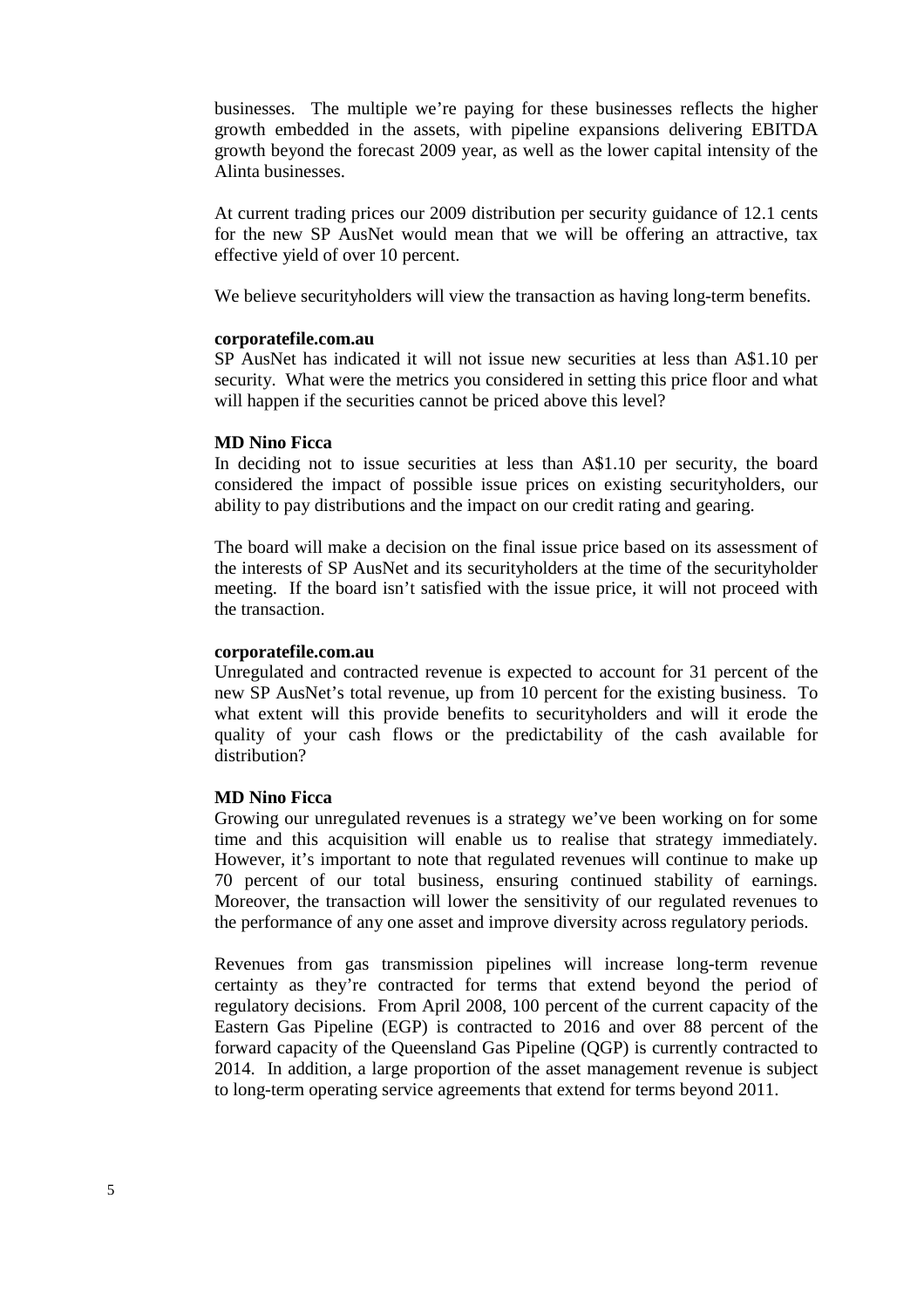businesses. The multiple we're paying for these businesses reflects the higher growth embedded in the assets, with pipeline expansions delivering EBITDA growth beyond the forecast 2009 year, as well as the lower capital intensity of the Alinta businesses.

At current trading prices our 2009 distribution per security guidance of 12.1 cents for the new SP AusNet would mean that we will be offering an attractive, tax effective yield of over 10 percent.

We believe securityholders will view the transaction as having long-term benefits.

**corporatefile.com.au**
SP AusNet has indicated it will not issue new securities at less than A$1.10 per security. What were the metrics you considered in setting this price floor and what will happen if the securities cannot be priced above this level?

**MD Nino Ficca**
In deciding not to issue securities at less than A$1.10 per security, the board considered the impact of possible issue prices on existing securityholders, our ability to pay distributions and the impact on our credit rating and gearing.

The board will make a decision on the final issue price based on its assessment of the interests of SP AusNet and its securityholders at the time of the securityholder meeting. If the board isn't satisfied with the issue price, it will not proceed with the transaction.

**corporatefile.com.au**
Unregulated and contracted revenue is expected to account for 31 percent of the new SP AusNet's total revenue, up from 10 percent for the existing business. To what extent will this provide benefits to securityholders and will it erode the quality of your cash flows or the predictability of the cash available for distribution?

**MD Nino Ficca**
Growing our unregulated revenues is a strategy we've been working on for some time and this acquisition will enable us to realise that strategy immediately. However, it's important to note that regulated revenues will continue to make up 70 percent of our total business, ensuring continued stability of earnings. Moreover, the transaction will lower the sensitivity of our regulated revenues to the performance of any one asset and improve diversity across regulatory periods.

Revenues from gas transmission pipelines will increase long-term revenue certainty as they're contracted for terms that extend beyond the period of regulatory decisions. From April 2008, 100 percent of the current capacity of the Eastern Gas Pipeline (EGP) is contracted to 2016 and over 88 percent of the forward capacity of the Queensland Gas Pipeline (QGP) is currently contracted to 2014. In addition, a large proportion of the asset management revenue is subject to long-term operating service agreements that extend for terms beyond 2011.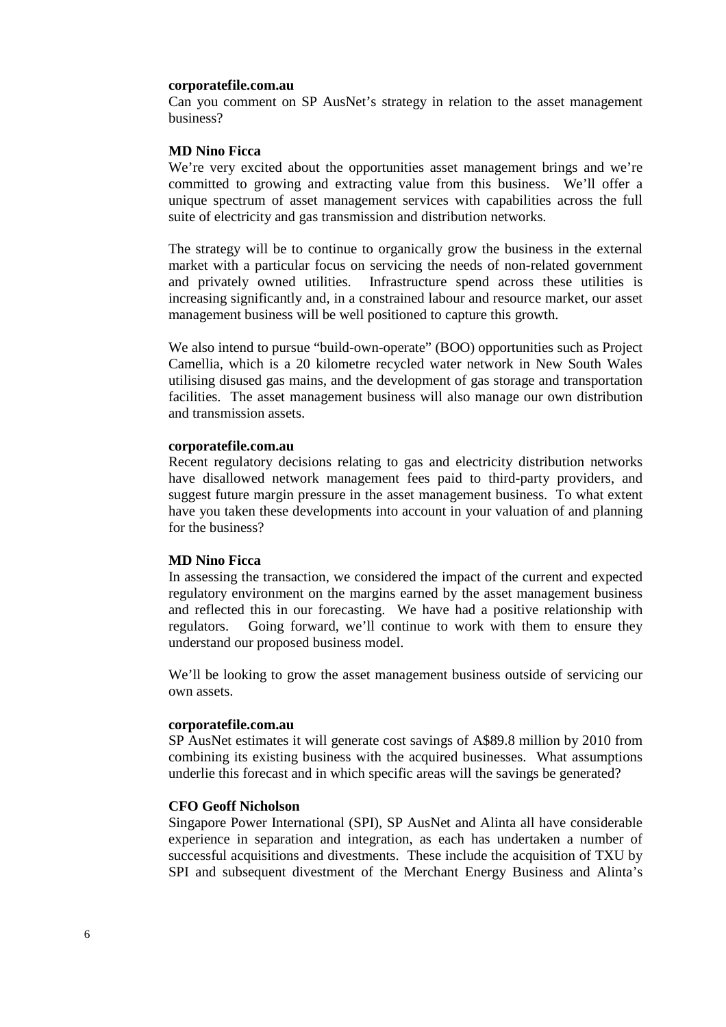**corporatefile.com.au**

Can you comment on SP AusNet's strategy in relation to the asset management business?

**MD Nino Ficca**

We're very excited about the opportunities asset management brings and we're committed to growing and extracting value from this business. We'll offer a unique spectrum of asset management services with capabilities across the full suite of electricity and gas transmission and distribution networks.

The strategy will be to continue to organically grow the business in the external market with a particular focus on servicing the needs of non-related government and privately owned utilities. Infrastructure spend across these utilities is increasing significantly and, in a constrained labour and resource market, our asset management business will be well positioned to capture this growth.

We also intend to pursue "build-own-operate" (BOO) opportunities such as Project Camellia, which is a 20 kilometre recycled water network in New South Wales utilising disused gas mains, and the development of gas storage and transportation facilities. The asset management business will also manage our own distribution and transmission assets.

**corporatefile.com.au**

Recent regulatory decisions relating to gas and electricity distribution networks have disallowed network management fees paid to third-party providers, and suggest future margin pressure in the asset management business. To what extent have you taken these developments into account in your valuation of and planning for the business?

**MD Nino Ficca**

In assessing the transaction, we considered the impact of the current and expected regulatory environment on the margins earned by the asset management business and reflected this in our forecasting. We have had a positive relationship with regulators. Going forward, we'll continue to work with them to ensure they understand our proposed business model.

We'll be looking to grow the asset management business outside of servicing our own assets.

**corporatefile.com.au**

SP AusNet estimates it will generate cost savings of A$89.8 million by 2010 from combining its existing business with the acquired businesses. What assumptions underlie this forecast and in which specific areas will the savings be generated?

**CFO Geoff Nicholson**

Singapore Power International (SPI), SP AusNet and Alinta all have considerable experience in separation and integration, as each has undertaken a number of successful acquisitions and divestments. These include the acquisition of TXU by SPI and subsequent divestment of the Merchant Energy Business and Alinta's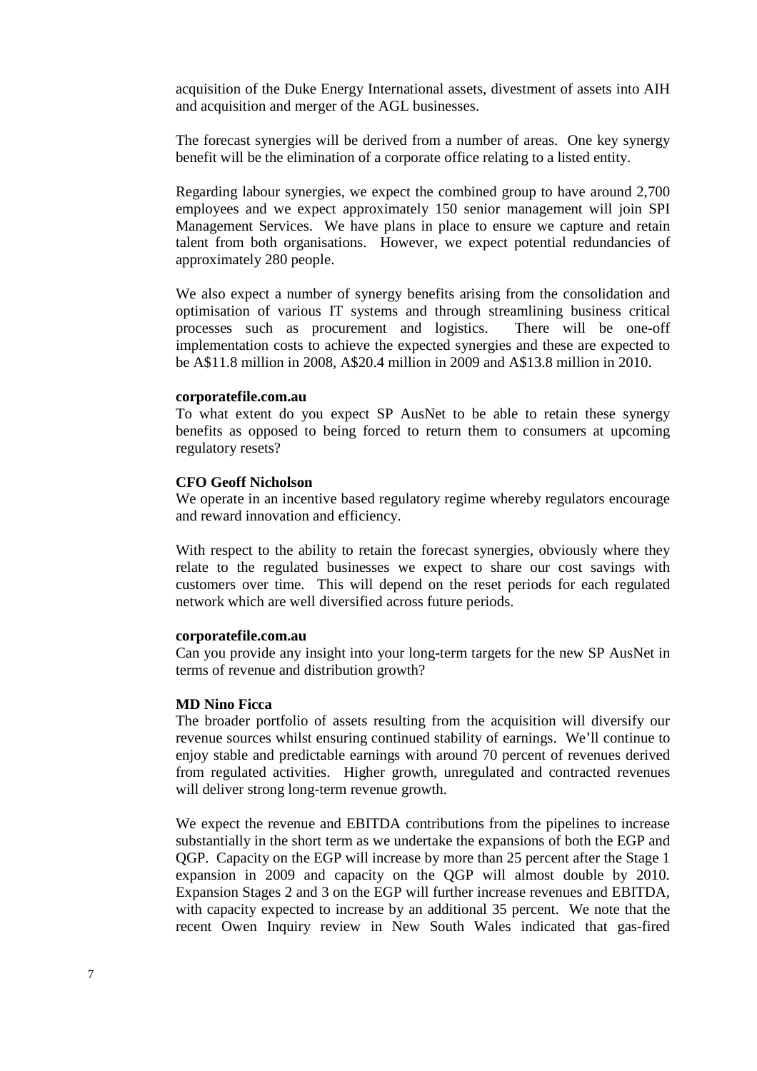acquisition of the Duke Energy International assets, divestment of assets into AIH and acquisition and merger of the AGL businesses.

The forecast synergies will be derived from a number of areas. One key synergy benefit will be the elimination of a corporate office relating to a listed entity.

Regarding labour synergies, we expect the combined group to have around 2,700 employees and we expect approximately 150 senior management will join SPI Management Services. We have plans in place to ensure we capture and retain talent from both organisations. However, we expect potential redundancies of approximately 280 people.

We also expect a number of synergy benefits arising from the consolidation and optimisation of various IT systems and through streamlining business critical processes such as procurement and logistics. There will be one-off implementation costs to achieve the expected synergies and these are expected to be A$11.8 million in 2008, A$20.4 million in 2009 and A$13.8 million in 2010.

**corporatefile.com.au**
To what extent do you expect SP AusNet to be able to retain these synergy benefits as opposed to being forced to return them to consumers at upcoming regulatory resets?

**CFO Geoff Nicholson**
We operate in an incentive based regulatory regime whereby regulators encourage and reward innovation and efficiency.

With respect to the ability to retain the forecast synergies, obviously where they relate to the regulated businesses we expect to share our cost savings with customers over time. This will depend on the reset periods for each regulated network which are well diversified across future periods.

**corporatefile.com.au**
Can you provide any insight into your long-term targets for the new SP AusNet in terms of revenue and distribution growth?

**MD Nino Ficca**
The broader portfolio of assets resulting from the acquisition will diversify our revenue sources whilst ensuring continued stability of earnings. We'll continue to enjoy stable and predictable earnings with around 70 percent of revenues derived from regulated activities. Higher growth, unregulated and contracted revenues will deliver strong long-term revenue growth.

We expect the revenue and EBITDA contributions from the pipelines to increase substantially in the short term as we undertake the expansions of both the EGP and QGP. Capacity on the EGP will increase by more than 25 percent after the Stage 1 expansion in 2009 and capacity on the QGP will almost double by 2010. Expansion Stages 2 and 3 on the EGP will further increase revenues and EBITDA, with capacity expected to increase by an additional 35 percent. We note that the recent Owen Inquiry review in New South Wales indicated that gas-fired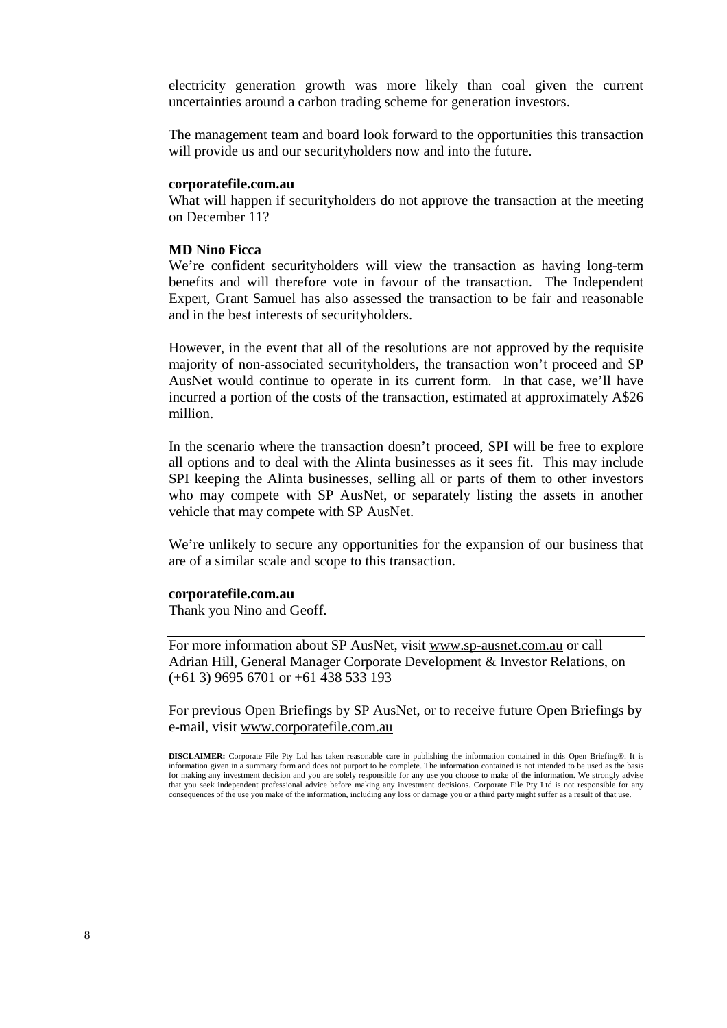electricity generation growth was more likely than coal given the current uncertainties around a carbon trading scheme for generation investors.

The management team and board look forward to the opportunities this transaction will provide us and our securityholders now and into the future.

**corporatefile.com.au**
What will happen if securityholders do not approve the transaction at the meeting on December 11?

**MD Nino Ficca**
We're confident securityholders will view the transaction as having long-term benefits and will therefore vote in favour of the transaction. The Independent Expert, Grant Samuel has also assessed the transaction to be fair and reasonable and in the best interests of securityholders.

However, in the event that all of the resolutions are not approved by the requisite majority of non-associated securityholders, the transaction won't proceed and SP AusNet would continue to operate in its current form. In that case, we'll have incurred a portion of the costs of the transaction, estimated at approximately A$26 million.

In the scenario where the transaction doesn't proceed, SPI will be free to explore all options and to deal with the Alinta businesses as it sees fit. This may include SPI keeping the Alinta businesses, selling all or parts of them to other investors who may compete with SP AusNet, or separately listing the assets in another vehicle that may compete with SP AusNet.

We're unlikely to secure any opportunities for the expansion of our business that are of a similar scale and scope to this transaction.

**corporatefile.com.au**
Thank you Nino and Geoff.

---

For more information about SP AusNet, visit www.sp-ausnet.com.au or call Adrian Hill, General Manager Corporate Development & Investor Relations, on (+61 3) 9695 6701 or +61 438 533 193

For previous Open Briefings by SP AusNet, or to receive future Open Briefings by e-mail, visit www.corporatefile.com.au

**DISCLAIMER:** Corporate File Pty Ltd has taken reasonable care in publishing the information contained in this Open Briefing®. It is information given in a summary form and does not purport to be complete. The information contained is not intended to be used as the basis for making any investment decision and you are solely responsible for any use you choose to make of the information. We strongly advise that you seek independent professional advice before making any investment decisions. Corporate File Pty Ltd is not responsible for any consequences of the use you make of the information, including any loss or damage you or a third party might suffer as a result of that use.